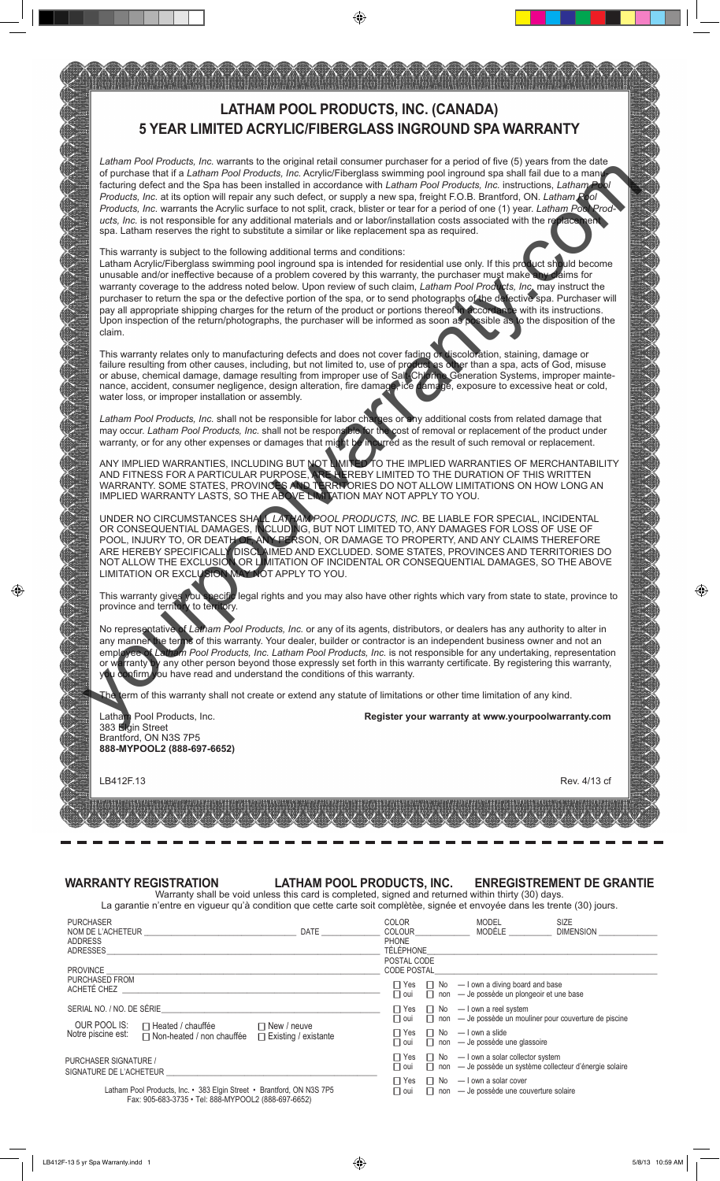# LATHAM POOL PRODUCTS, INC. (CANADA)

## 5 YEAR LIMITED ACRYLIC/FIBERGLASS INGROUND SPA WARRANTY

*Latham Pool Products, Inc.* warrants to the original retail consumer purchaser for a period of five (5) years from the date of purchase that if a *Latham Pool Products, Inc.* Acrylic/Fiberglass swimming pool inground spa shall fail due to a manufacturing defect and the Spa has been installed in accordance with *Latham Pool Products, Inc.* instructions, *Latham Pool Products, Inc.* at its option will repair any such defect, or supply a new spa, freight F.O.B. Brantford, ON. *Latham Pool Products, Inc.* warrants the Acrylic surface to not split, crack, blister or tear for a period of one (1) year. *Latham Pool Products, Inc.* is not responsible for any additional materials and or labor/installation costs associated with the replacement spa. Latham reserves the right to substitute a similar or like replacement spa as required.

This warranty is subject to the following additional terms and conditions:
Latham Acrylic/Fiberglass swimming pool inground spa is intended for residential use only. If this product should become unusable and/or ineffective because of a problem covered by this warranty, the purchaser must make any claims for warranty coverage to the address noted below. Upon review of such claim, *Latham Pool Products, Inc.* may instruct the purchaser to return the spa or the defective portion of the spa, or to send photographs of the defective spa. Purchaser will pay all appropriate shipping charges for the return of the product or portions thereof in accordance with its instructions. Upon inspection of the return/photographs, the purchaser will be informed as soon as possible as to the disposition of the claim.

This warranty relates only to manufacturing defects and does not cover fading or discoloration, staining, damage or failure resulting from other causes, including, but not limited to, use of product as other than a spa, acts of God, misuse or abuse, chemical damage, damage resulting from improper use of Salt Chlorine Generation Systems, improper maintenance, accident, consumer negligence, design alteration, fire damage, ice damage, exposure to excessive heat or cold, water loss, or improper installation or assembly.

*Latham Pool Products, Inc.* shall not be responsible for labor charges or any additional costs from related damage that may occur. *Latham Pool Products, Inc.* shall not be responsible for the cost of removal or replacement of the product under warranty, or for any other expenses or damages that might be incurred as the result of such removal or replacement.

ANY IMPLIED WARRANTIES, INCLUDING BUT NOT LIMITED TO THE IMPLIED WARRANTIES OF MERCHANTABILITY AND FITNESS FOR A PARTICULAR PURPOSE, ARE HEREBY LIMITED TO THE DURATION OF THIS WRITTEN WARRANTY. SOME STATES, PROVINCES AND TERRITORIES DO NOT ALLOW LIMITATIONS ON HOW LONG AN IMPLIED WARRANTY LASTS, SO THE ABOVE LIMITATION MAY NOT APPLY TO YOU.

UNDER NO CIRCUMSTANCES SHALL *LATHAM POOL PRODUCTS, INC.* BE LIABLE FOR SPECIAL, INCIDENTAL OR CONSEQUENTIAL DAMAGES, INCLUDING, BUT NOT LIMITED TO, ANY DAMAGES FOR LOSS OF USE OF POOL, INJURY TO, OR DEATH OF, ANY PERSON, OR DAMAGE TO PROPERTY, AND ANY CLAIMS THEREFORE ARE HEREBY SPECIFICALLY DISCLAIMED AND EXCLUDED. SOME STATES, PROVINCES AND TERRITORIES DO NOT ALLOW THE EXCLUSION OR LIMITATION OF INCIDENTAL OR CONSEQUENTIAL DAMAGES, SO THE ABOVE LIMITATION OR EXCLUSION MAY NOT APPLY TO YOU.

This warranty gives you specific legal rights and you may also have other rights which vary from state to state, province to province and territory to territory.

No representative of *Latham Pool Products, Inc.* or any of its agents, distributors, or dealers has any authority to alter in any manner the terms of this warranty. Your dealer, builder or contractor is an independent business owner and not an employee of *Latham Pool Products, Inc. Latham Pool Products, Inc.* is not responsible for any undertaking, representation or warranty by any other person beyond those expressly set forth in this warranty certificate. By registering this warranty, you confirm you have read and understand the conditions of this warranty.

The term of this warranty shall not create or extend any statute of limitations or other time limitation of any kind.

Latham Pool Products, Inc.
383 Elgin Street
Brantford, ON N3S 7P5
**888-MYPOOL2 (888-697-6652)**

**Register your warranty at www.yourpoolwarranty.com**

LB412F.13

Rev. 4/13 cf

---

**WARRANTY REGISTRATION** **LATHAM POOL PRODUCTS, INC.** **ENREGISTREMENT DE GRANTIE**

Warranty shall be void unless this card is completed, signed and returned within thirty (30) days.
La garantie n'entre en vigueur qu'à condition que cette carte soit complètée, signée et envoyée dans les trente (30) jours.

PURCHASER / NOM DE L'ACHETEUR ______________ DATE ______

ADDRESS / ADRESSES ______________

PROVINCE ______________

PURCHASED FROM / ACHETÉ CHEZ ______________

SERIAL NO. / NO. DE SÉRIE ______________

OUR POOL IS: / Notre piscine est: ☐ Heated / chauffée ☐ Non-heated / non chauffée ☐ New / neuve ☐ Existing / existante

PURCHASER SIGNATURE / SIGNATURE DE L'ACHETEUR ______________

Latham Pool Products, Inc. • 383 Elgin Street • Brantford, ON N3S 7P5
Fax: 905-683-3735 • Tel: 888-MYPOOL2 (888-697-6652)

COLOR / COLOUR ______ MODEL / MODÈLE ______ SIZE / DIMENSION ______

PHONE / TÉLÉPHONE ______________

POSTAL CODE / CODE POSTAL ______________

☐ Yes ☐ No — I own a diving board and base
☐ oui ☐ non — Je possède un plongeoir et une base

☐ Yes ☐ No — I own a reel system
☐ oui ☐ non — Je possède un mouliner pour couverture de piscine

☐ Yes ☐ No — I own a slide
☐ oui ☐ non — Je possède une glassoire

☐ Yes ☐ No — I own a solar collector system
☐ oui ☐ non — Je possède un système collecteur d'énergie solaire

☐ Yes ☐ No — I own a solar cover
☐ oui ☐ non — Je possède une couverture solaire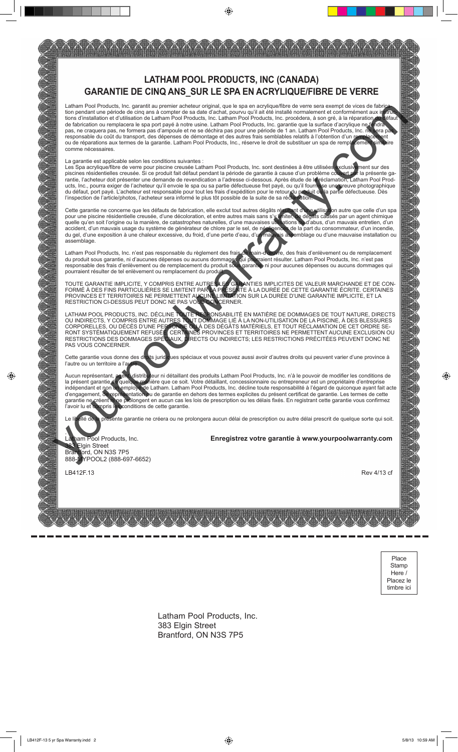# LATHAM POOL PRODUCTS, INC (CANADA)

## GARANTIE DE CINQ ANS_SUR LE SPA EN ACRYLIQUE/FIBRE DE VERRE

Latham Pool Products, Inc. garantit au premier acheteur original, que le spa en acrylique/fibre de verre sera exempt de vices de fabrication pendant une période de cinq ans à compter de sa date d'achat, pourvu qu'il ait été installé normalement et conformément aux instructions d'installation et d'utilisation de Latham Pool Products, Inc. Latham Pool Products, Inc. procédera, à son gré, à la réparation du défaut de fabrication ou remplacera le spa port payé à notre usine. Latham Pool Products, Inc. garantie que la surface d'acrylique ne fendra pas, ne craquera pas, ne formera pas d'ampoule et ne se déchira pas pour une période de 1 an. Latham Pool Products, Inc. ne sera pas responsable du coût du transport, des dépenses de démontage et des autres frais semblables relatifs à l'obtention d'un remplacement ou de réparations aux termes de la garantie. Latham Pool Products, Inc., réserve le droit de substituer un spa de remplacement similaire comme nécessaires.

La garantie est applicable selon les conditions suivantes :
Les Spa acrylique/fibre de verre pour piscine creusée Latham Pool Products, Inc. sont destinées à être utilisées exclusivement sur des piscines résidentielles creusée. Si ce produit fait défaut pendant la période de garantie à cause d'un problème couvert par la présente garantie, l'acheteur doit présenter une demande de revendication a l'adresse ci-dessous. Après étude de la réclamation, Latham Pool Products, Inc., pourra exiger de l'acheteur qu'il envoie le spa ou sa partie défectueuse fret payé, ou qu'il fournisse une preuve photographique du défaut, port payé. L'acheteur est responsable pour tout les frais d'expédition pour le retour du produit ou la partie défectueuse. Dès l'inspection de l'article/photos, l'acheteur sera informé le plus tôt possible de la suite de sa réclamation.

Cette garantie ne concerne que les défauts de fabrication, elle exclut tout autres dégâts résultant d'une utilisation autre que celle d'un spa pour une piscine résidentielle creusée, d'une décoloration, et entre autres mais sans s'y limiter, de dégâts causés par un agent chimique quelle qu'en soit l'origine ou la manière, de catastrophes naturelles, d'une mauvaises utilisations ou d'abus, d'un mauvais entretien, d'un accident, d'un mauvais usage du système de générateur de chlore par le sel, de négligences de la part du consommateur, d'un incendie, du gel, d'une exposition à une chaleur excessive, du froid, d'une perte d'eau, d'un mauvais assemblage ou d'une mauvaise installation ou assemblage.

Latham Pool Products, Inc. n'est pas responsable du règlement des frais de main-d'oeuvre, des frais d'enlèvement ou de remplacement du produit sous garantie, ni d'aucunes dépenses ou aucuns dommages qui pourraient résulter. Latham Pool Products, Inc. n'est pas responsable des frais d'enlèvement ou de remplacement du produit sous garantie, ni pour aucunes dépenses ou aucuns dommages qui pourraient résulter de tel enlèvement ou remplacement du produit.

TOUTE GARANTIE IMPLICITE, Y COMPRIS ENTRE AUTRES LES GARANTIES IMPLICITES DE VALEUR MARCHANDE ET DE CONFORMÉ À DES FINS PARTICULIÈRES SE LIMITENT PAR LA PRÉSENTE À LA DURÉE DE CETTE GARANTIE ÉCRITE. CERTAINES PROVINCES ET TERRITOIRES NE PERMETTENT AUCUNE LIMITATION SUR LA DURÉE D'UNE GARANTIE IMPLICITE, ET LA RESTRICTION CI-DESSUS PEUT DONC NE PAS VOUS CONCERNER.

LATHAM POOL PRODUCTS, INC. DÉCLINE TOUTE RESPONSABILITÉ EN MATIÈRE DE DOMMAGES DE TOUT NATURE, DIRECTS OU INDIRECTS, Y COMPRIS ENTRE AUTRES TOUT DOMMAGE LIÉ À LA NON-UTILISATION DE LA PISCINE, À DES BLESSURES CORPORELLES, OU DÉCÈS D'UNE PERSONNE OU À DES DÉGÂTS MATÉRIELS, ET TOUT RÉCLAMATION DE CET ORDRE SERONT SYSTÉMATIQUEMENT REFUSÉE. CERTAINES PROVINCES ET TERRITOIRES NE PERMETTENT AUCUNE EXCLUSION OU RESTRICTIONS DES DOMMAGES SPÉCIAUX, DIRECTS OU INDIRECTS; LES RESTRICTIONS PRÉCITÉES PEUVENT DONC NE PAS VOUS CONCERNER.

Cette garantie vous donne des droits juridiques spéciaux et vous pouvez aussi avoir d'autres droits qui peuvent varier d'une province à l'autre ou un territoire a l'autre.

Aucun représentant, agent, distributeur ni détaillant des produits Latham Pool Products, Inc. n'à le pouvoir de modifier les conditions de la présent garantie de quelque manière que ce soit. Votre détaillant, concessionnaire ou entrepreneur est un propriétaire d'entreprise indépendant et non un employé de Latham. Latham Pool Products, Inc. décline toute responsabilité à l'égard de quiconque ayant fait acte d'engagement, de représentation ou de garantie en dehors des termes explicites du présent certificat de garantie. Les termes de cette garantie ne créent ni ne prolongent en aucun cas les lois de prescription ou les délais fixés. En registrant cette garantie vous confirmez l'avoir lu et compris les conditions de cette garantie.

Le libellé de la présente garantie ne créera ou ne prolongera aucun délai de prescription ou autre délai prescrit de quelque sorte qui soit.

Latham Pool Products, Inc.
383 Elgin Street
Brantford, ON N3S 7P5
888-MYPOOL2 (888-697-6652)

**Enregistrez votre garantie à www.yourpoolwarranty.com**

LB412F.13

Rev 4/13 cf

Place Stamp Here / Placez le timbre ici

Latham Pool Products, Inc.
383 Elgin Street
Brantford, ON N3S 7P5